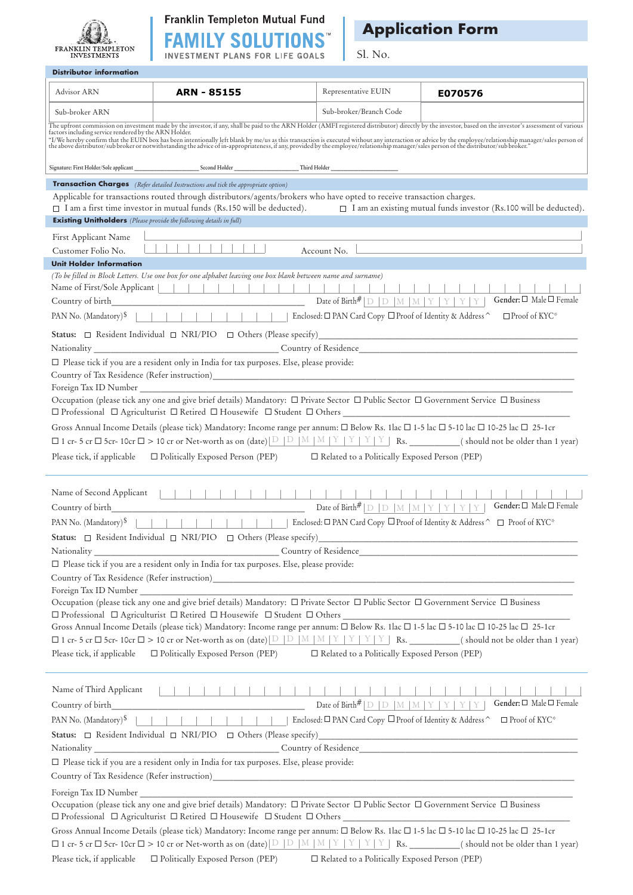FRANKLIN TEMPLETON INVESTMENTS

Franklin Templeton Mutual Fund

# FAMILY SOLUTIONS™

INVESTMENT PLANS FOR LIFE GOALS

# Application Form

Sl. No.

## Distributor information

| Advisor ARN | **ARN - 85155** | Representative EUIN | **E070576** |
|---|---|---|---|
| Sub-broker ARN | | Sub-broker/Branch Code | |

The upfront commission on investment made by the investor, if any, shall be paid to the ARN Holder (AMFI registered distributor) directly by the investor, based on the investor's assessment of various factors including service rendered by the ARN Holder.

"I/We hereby confirm that the EUIN box has been intentionally left blank by me/us as this transaction is executed without any interaction or advice by the employee/relationship manager/sales person of the above distributor/sub broker or notwithstanding the advice of in-appropriateness, if any, provided by the employee/relationship manager/sales person of the distributor/sub broker."

Signature: First Holder/Sole applicant ____________ Second Holder ____________ Third Holder ____________

## Transaction Charges *(Refer detailed Instructions and tick the appropriate option)*

Applicable for transactions routed through distributors/agents/brokers who have opted to receive transaction charges.

☐ I am a first time investor in mutual funds (Rs.150 will be deducted). ☐ I am an existing mutual funds investor (Rs.100 will be deducted).

## Existing Unitholders *(Please provide the following details in full)*

First Applicant Name ____________

Customer Folio No. ____________ Account No. ____________

## Unit Holder Information

*(To be filled in Block Letters. Use one box for one alphabet leaving one box blank between name and surname)*

Name of First/Sole Applicant ____________

Country of birth ____________ Date of Birth# D D M M Y Y Y Y Gender: ☐ Male ☐ Female

PAN No. (Mandatory)$ ____________ Enclosed: ☐ PAN Card Copy ☐ Proof of Identity & Address^ ☐ Proof of KYC*

Status: ☐ Resident Individual ☐ NRI/PIO ☐ Others (Please specify) ____________

Nationality ____________ Country of Residence ____________

☐ Please tick if you are a resident only in India for tax purposes. Else, please provide:

Country of Tax Residence (Refer instruction) ____________

Foreign Tax ID Number ____________

Occupation (please tick any one and give brief details) Mandatory: ☐ Private Sector ☐ Public Sector ☐ Government Service ☐ Business ☐ Professional ☐ Agriculturist ☐ Retired ☐ Housewife ☐ Student ☐ Others ____________

Gross Annual Income Details (please tick) Mandatory: Income range per annum: ☐ Below Rs. 1lac ☐ 1-5 lac ☐ 5-10 lac ☐ 10-25 lac ☐ 25-1cr ☐ 1 cr- 5 cr ☐ 5cr- 10cr ☐ > 10 cr or Net-worth as on (date) D D M M Y Y Y Y Rs. ____________ ( should not be older than 1 year)

Please tick, if applicable ☐ Politically Exposed Person (PEP) ☐ Related to a Politically Exposed Person (PEP)

---

Name of Second Applicant ____________

Country of birth ____________ Date of Birth# D D M M Y Y Y Y Gender: ☐ Male ☐ Female

PAN No. (Mandatory)$ ____________ Enclosed: ☐ PAN Card Copy ☐ Proof of Identity & Address^ ☐ Proof of KYC*

Status: ☐ Resident Individual ☐ NRI/PIO ☐ Others (Please specify) ____________

Nationality ____________ Country of Residence ____________

☐ Please tick if you are a resident only in India for tax purposes. Else, please provide:

Country of Tax Residence (Refer instruction) ____________

Foreign Tax ID Number ____________

Occupation (please tick any one and give brief details) Mandatory: ☐ Private Sector ☐ Public Sector ☐ Government Service ☐ Business ☐ Professional ☐ Agriculturist ☐ Retired ☐ Housewife ☐ Student ☐ Others ____________

Gross Annual Income Details (please tick) Mandatory: Income range per annum: ☐ Below Rs. 1lac ☐ 1-5 lac ☐ 5-10 lac ☐ 10-25 lac ☐ 25-1cr ☐ 1 cr- 5 cr ☐ 5cr- 10cr ☐ > 10 cr or Net-worth as on (date) D D M M Y Y Y Y Rs. ____________ ( should not be older than 1 year)

Please tick, if applicable ☐ Politically Exposed Person (PEP) ☐ Related to a Politically Exposed Person (PEP)

---

Name of Third Applicant ____________

Country of birth ____________ Date of Birth# D D M M Y Y Y Y Gender: ☐ Male ☐ Female

PAN No. (Mandatory)$ ____________ Enclosed: ☐ PAN Card Copy ☐ Proof of Identity & Address^ ☐ Proof of KYC*

Status: ☐ Resident Individual ☐ NRI/PIO ☐ Others (Please specify) ____________

Nationality ____________ Country of Residence ____________

☐ Please tick if you are a resident only in India for tax purposes. Else, please provide:

Country of Tax Residence (Refer instruction) ____________

Foreign Tax ID Number ____________

Occupation (please tick any one and give brief details) Mandatory: ☐ Private Sector ☐ Public Sector ☐ Government Service ☐ Business ☐ Professional ☐ Agriculturist ☐ Retired ☐ Housewife ☐ Student ☐ Others ____________

Gross Annual Income Details (please tick) Mandatory: Income range per annum: ☐ Below Rs. 1lac ☐ 1-5 lac ☐ 5-10 lac ☐ 10-25 lac ☐ 25-1cr ☐ 1 cr- 5 cr ☐ 5cr- 10cr ☐ > 10 cr or Net-worth as on (date) D D M M Y Y Y Y Rs. ____________ ( should not be older than 1 year)

Please tick, if applicable ☐ Politically Exposed Person (PEP) ☐ Related to a Politically Exposed Person (PEP)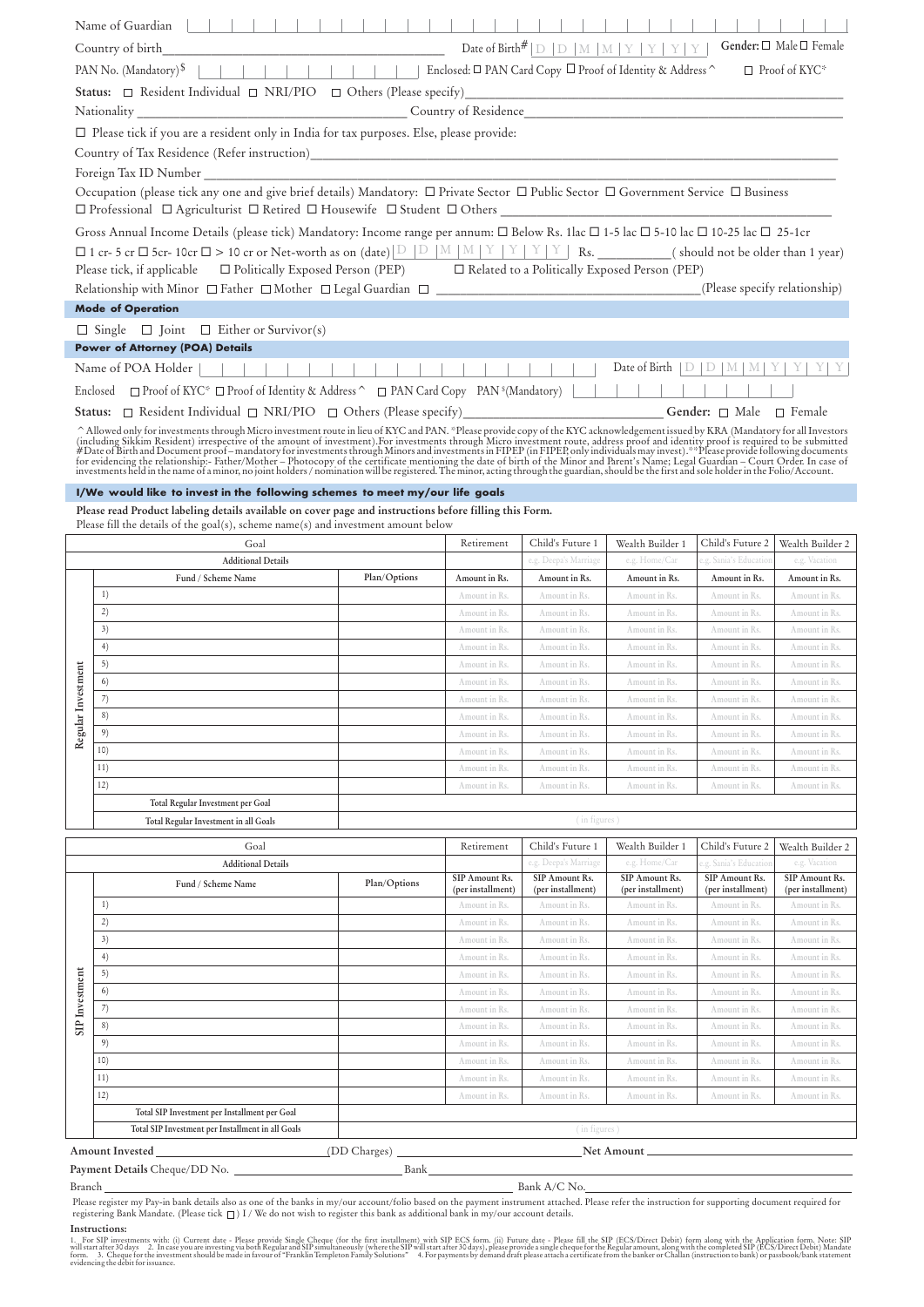Name of Guardian

Country of birth________________________ Date of Birth# D D M M Y Y Y Y Gender: ☐ Male ☐ Female

PAN No. (Mandatory)$ Enclosed: ☐ PAN Card Copy ☐ Proof of Identity & Address^ ☐ Proof of KYC*

Status: ☐ Resident Individual ☐ NRI/PIO ☐ Others (Please specify)________________________

Nationality ________________________ Country of Residence________________________

☐ Please tick if you are a resident only in India for tax purposes. Else, please provide:

Country of Tax Residence (Refer instruction)________________________

Foreign Tax ID Number ________________________

Occupation (please tick any one and give brief details) Mandatory: ☐ Private Sector ☐ Public Sector ☐ Government Service ☐ Business ☐ Professional ☐ Agriculturist ☐ Retired ☐ Housewife ☐ Student ☐ Others ________________________

Gross Annual Income Details (please tick) Mandatory: Income range per annum: ☐ Below Rs. 1lac ☐ 1-5 lac ☐ 5-10 lac ☐ 10-25 lac ☐ 25-1cr ☐ 1 cr- 5 cr ☐ 5cr- 10cr ☐ > 10 cr or Net-worth as on (date) D D M M Y Y Y Y Rs. __________( should not be older than 1 year)

Please tick, if applicable ☐ Politically Exposed Person (PEP) ☐ Related to a Politically Exposed Person (PEP)

Relationship with Minor ☐ Father ☐ Mother ☐ Legal Guardian ☐ ________________________(Please specify relationship)

## Mode of Operation

☐ Single ☐ Joint ☐ Either or Survivor(s)

## Power of Attorney (POA) Details

Name of POA Holder Date of Birth D D M M Y Y Y Y

Enclosed ☐ Proof of KYC* ☐ Proof of Identity & Address^ ☐ PAN Card Copy PAN $(Mandatory)

Status: ☐ Resident Individual ☐ NRI/PIO ☐ Others (Please specify)________________________ Gender: ☐ Male ☐ Female

^Allowed only for investments through Micro investment route in lieu of KYC and PAN. *Please provide copy of the KYC acknowledgement issued by KRA (Mandatory for all Investors (including Sikkim Resident) irrespective of the amount of investment).For investments through Micro investment route, address proof and identity proof is required to be submitted #Date of Birth and Document proof – mandatory for investments through Minors and investments in FIPEP (in FIPEP, only individuals may invest).**Please provide following documents for evidencing the relationship:- Father/Mother – Photocopy of the certificate mentioning the date of birth of the Minor and Parent's Name; Legal Guardian – Court Order. In case of investments held in the name of a minor, no joint holders / nomination will be registered. The minor, acting through the guardian, should be the first and sole holder in the Folio/Account.

## I/We would like to invest in the following schemes to meet my/our life goals

**Please read Product labeling details available on cover page and instructions before filling this Form.**

Please fill the details of the goal(s), scheme name(s) and investment amount below

| | Goal | | Retirement | Child's Future 1 | Wealth Builder 1 | Child's Future 2 | Wealth Builder 2 |
|---|---|---|---|---|---|---|---|
| | Additional Details | | | e.g. Deepa's Marriage | e.g. Home/Car | e.g. Sania's Education | e.g. Vacation |
| Regular Investment | Fund / Scheme Name | Plan/Options | Amount in Rs. | Amount in Rs. | Amount in Rs. | Amount in Rs. | Amount in Rs. |
| | 1) | | Amount in Rs. | Amount in Rs. | Amount in Rs. | Amount in Rs. | Amount in Rs. |
| | 2) | | Amount in Rs. | Amount in Rs. | Amount in Rs. | Amount in Rs. | Amount in Rs. |
| | 3) | | Amount in Rs. | Amount in Rs. | Amount in Rs. | Amount in Rs. | Amount in Rs. |
| | 4) | | Amount in Rs. | Amount in Rs. | Amount in Rs. | Amount in Rs. | Amount in Rs. |
| | 5) | | Amount in Rs. | Amount in Rs. | Amount in Rs. | Amount in Rs. | Amount in Rs. |
| | 6) | | Amount in Rs. | Amount in Rs. | Amount in Rs. | Amount in Rs. | Amount in Rs. |
| | 7) | | Amount in Rs. | Amount in Rs. | Amount in Rs. | Amount in Rs. | Amount in Rs. |
| | 8) | | Amount in Rs. | Amount in Rs. | Amount in Rs. | Amount in Rs. | Amount in Rs. |
| | 9) | | Amount in Rs. | Amount in Rs. | Amount in Rs. | Amount in Rs. | Amount in Rs. |
| | 10) | | Amount in Rs. | Amount in Rs. | Amount in Rs. | Amount in Rs. | Amount in Rs. |
| | 11) | | Amount in Rs. | Amount in Rs. | Amount in Rs. | Amount in Rs. | Amount in Rs. |
| | 12) | | Amount in Rs. | Amount in Rs. | Amount in Rs. | Amount in Rs. | Amount in Rs. |
| | Total Regular Investment per Goal | | | | | | |
| | Total Regular Investment in all Goals | | | ( in figures ) | | | |

| | Goal | | Retirement | Child's Future 1 | Wealth Builder 1 | Child's Future 2 | Wealth Builder 2 |
|---|---|---|---|---|---|---|---|
| | Additional Details | | | e.g. Deepa's Marriage | e.g. Home/Car | e.g. Sania's Education | e.g. Vacation |
| SIP Investment | Fund / Scheme Name | Plan/Options | SIP Amount Rs. (per installment) | SIP Amount Rs. (per installment) | SIP Amount Rs. (per installment) | SIP Amount Rs. (per installment) | SIP Amount Rs. (per installment) |
| | 1) | | Amount in Rs. | Amount in Rs. | Amount in Rs. | Amount in Rs. | Amount in Rs. |
| | 2) | | Amount in Rs. | Amount in Rs. | Amount in Rs. | Amount in Rs. | Amount in Rs. |
| | 3) | | Amount in Rs. | Amount in Rs. | Amount in Rs. | Amount in Rs. | Amount in Rs. |
| | 4) | | Amount in Rs. | Amount in Rs. | Amount in Rs. | Amount in Rs. | Amount in Rs. |
| | 5) | | Amount in Rs. | Amount in Rs. | Amount in Rs. | Amount in Rs. | Amount in Rs. |
| | 6) | | Amount in Rs. | Amount in Rs. | Amount in Rs. | Amount in Rs. | Amount in Rs. |
| | 7) | | Amount in Rs. | Amount in Rs. | Amount in Rs. | Amount in Rs. | Amount in Rs. |
| | 8) | | Amount in Rs. | Amount in Rs. | Amount in Rs. | Amount in Rs. | Amount in Rs. |
| | 9) | | Amount in Rs. | Amount in Rs. | Amount in Rs. | Amount in Rs. | Amount in Rs. |
| | 10) | | Amount in Rs. | Amount in Rs. | Amount in Rs. | Amount in Rs. | Amount in Rs. |
| | 11) | | Amount in Rs. | Amount in Rs. | Amount in Rs. | Amount in Rs. | Amount in Rs. |
| | 12) | | Amount in Rs. | Amount in Rs. | Amount in Rs. | Amount in Rs. | Amount in Rs. |
| | Total SIP Investment per Installment per Goal | | | | | | |
| | Total SIP Investment per Installment in all Goals | | | ( in figures ) | | | |

**Amount Invested** ________________________(DD Charges) ________________________ **Net Amount** ________________________

**Payment Details** Cheque/DD No. ________________________ Bank________________________

Branch ________________________ Bank A/C No.________________________

Please register my Pay-in bank details also as one of the banks in my/our account/folio based on the payment instrument attached. Please refer the instruction for supporting document required for registering Bank Mandate. (Please tick ☐) I / We do not wish to register this bank as additional bank in my/our account details.

**Instructions:**

1. For SIP investments with: (i) Current date - Please provide Single Cheque (for the first installment) with SIP ECS form. (ii) Future date - Please fill the SIP (ECS/Direct Debit) form along with the Application form. Note: SIP will start after 30 days 2. In case you are investing via both Regular and SIP simultaneously (where the SIP will start after 30 days), please provide a single cheque for the Regular amount, along with the completed SIP (ECS/Direct Debit) Mandate form. 3. Cheque for the investment should be made in favour of "Franklin Templeton Family Solutions" 4. For payments by demand draft please attach a certificate from the banker or Challan (instruction to bank) or passbook/bank statement evidencing the debit for issuance.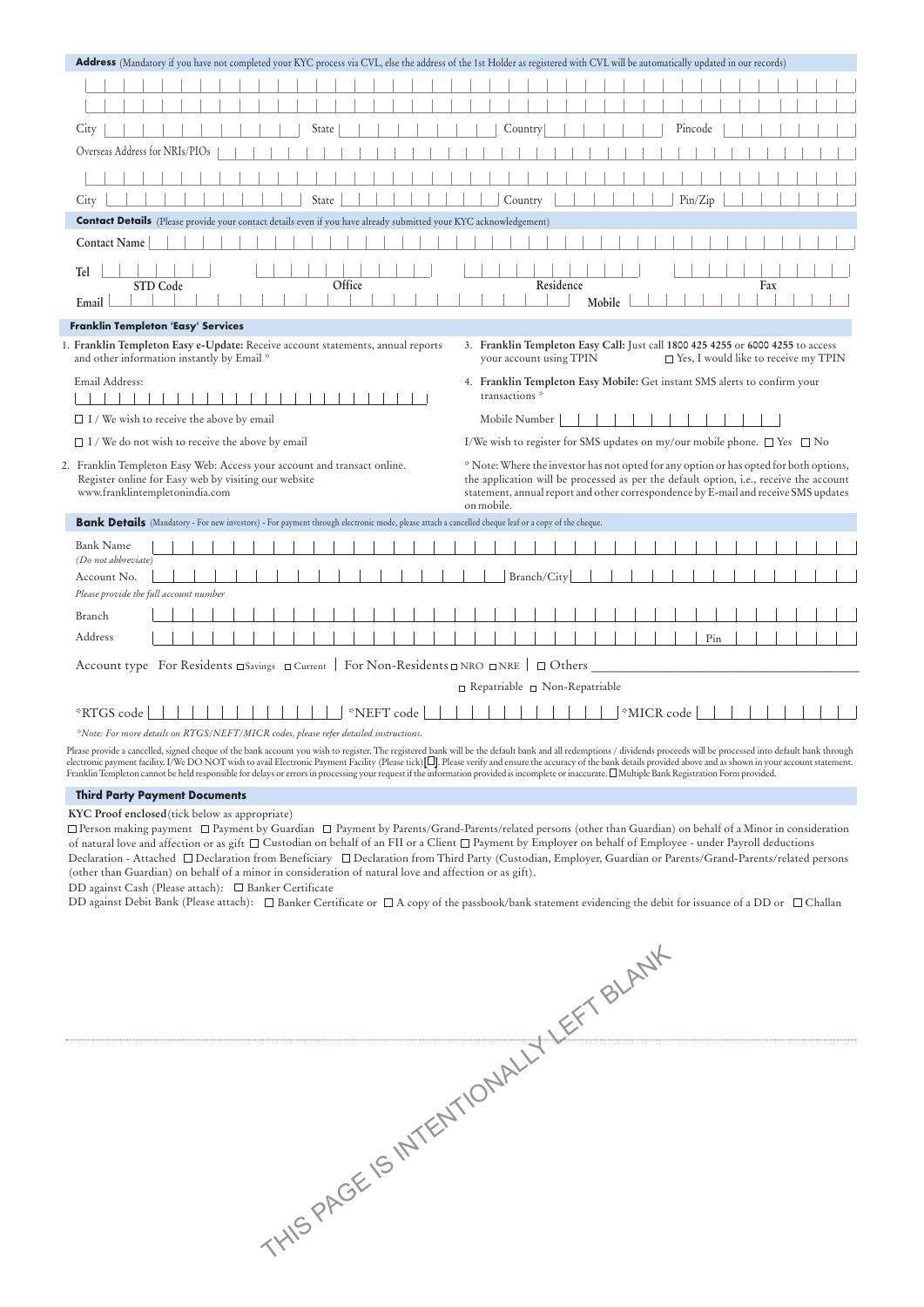**Address** (Mandatory if you have not completed your KYC process via CVL, else the address of the 1st Holder as registered with CVL will be automatically updated in our records)

City State Country Pincode

Overseas Address for NRIs/PIOs

City State Country Pin/Zip

**Contact Details** (Please provide your contact details even if you have already submitted your KYC acknowledgement)

Contact Name

Tel STD Code Office Residence Fax

Email Mobile

**Franklin Templeton 'Easy' Services**

1. **Franklin Templeton Easy e-Update:** Receive account statements, annual reports and other information instantly by Email *

   Email Address:

   ☐ I / We wish to receive the above by email

   ☐ I / We do not wish to receive the above by email

2. Franklin Templeton Easy Web: Access your account and transact online. Register online for Easy web by visiting our website www.franklintempletonindia.com

3. **Franklin Templeton Easy Call:** Just call **1800 425 4255** or **6000 4255** to access your account using TPIN ☐ Yes, I would like to receive my TPIN

4. **Franklin Templeton Easy Mobile:** Get instant SMS alerts to confirm your transactions *

   Mobile Number

   I/We wish to register for SMS updates on my/our mobile phone. ☐ Yes ☐ No

* Note: Where the investor has not opted for any option or has opted for both options, the application will be processed as per the default option, i.e., receive the account statement, annual report and other correspondence by E-mail and receive SMS updates on mobile.

**Bank Details** (Mandatory - For new investors) - For payment through electronic mode, please attach a cancelled cheque leaf or a copy of the cheque.

Bank Name
*(Do not abbreviate)*

Account No. Branch/City
*Please provide the full account number*

Branch

Address Pin

Account type For Residents ☐ Savings ☐ Current | For Non-Residents ☐ NRO ☐ NRE | ☐ Others ____________

☐ Repatriable ☐ Non-Repatriable

*RTGS code *NEFT code *MICR code

*Note: For more details on RTGS/NEFT/MICR codes, please refer detailed instructions.*

Please provide a cancelled, signed cheque of the bank account you wish to register. The registered bank will be the default bank and all redemptions / dividends proceeds will be processed into default bank through electronic payment facility. I/We DO NOT wish to avail Electronic Payment Facility (Please tick) [☐]. Please verify and ensure the accuracy of the bank details provided above and as shown in your account statement. Franklin Templeton cannot be held responsible for delays or errors in processing your request if the information provided is incomplete or inaccurate. ☐ Multiple Bank Registration Form provided.

**Third Party Payment Documents**

**KYC Proof enclosed** (tick below as appropriate)

☐ Person making payment ☐ Payment by Guardian ☐ Payment by Parents/Grand-Parents/related persons (other than Guardian) on behalf of a Minor in consideration of natural love and affection or as gift ☐ Custodian on behalf of an FII or a Client ☐ Payment by Employer on behalf of Employee - under Payroll deductions

Declaration - Attached ☐ Declaration from Beneficiary ☐ Declaration from Third Party (Custodian, Employer, Guardian or Parents/Grand-Parents/related persons (other than Guardian) on behalf of a minor in consideration of natural love and affection or as gift).

DD against Cash (Please attach): ☐ Banker Certificate

DD against Debit Bank (Please attach): ☐ Banker Certificate or ☐ A copy of the passbook/bank statement evidencing the debit for issuance of a DD or ☐ Challan

THIS PAGE IS INTENTIONALLY LEFT BLANK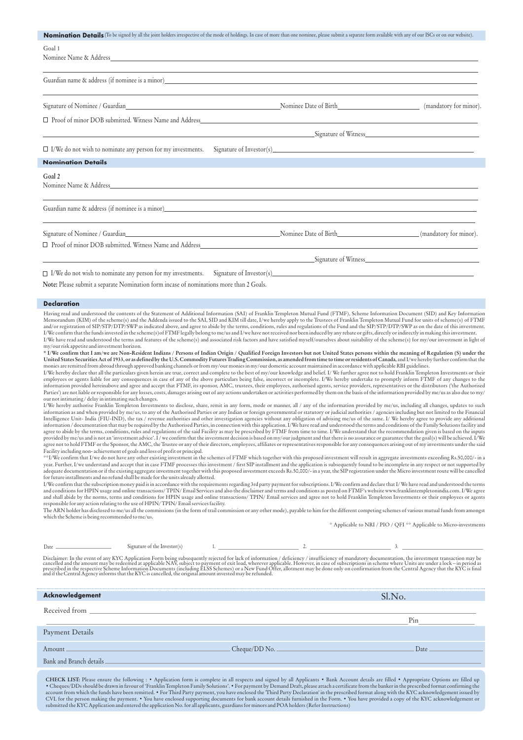## Nomination Details

(To be signed by all the joint holders irrespective of the mode of holdings. In case of more than one nominee, please submit a separate form available with any of our ISCs or on our website).

Goal 1

Nominee Name & Address ____________________

Guardian name & address (if nominee is a minor) ____________________

Signature of Nominee / Guardian ____________________ Nominee Date of Birth ____________________ (mandatory for minor).

☐ Proof of minor DOB submitted. Witness Name and Address ____________________

Signature of Witness ____________________

☐ I/We do not wish to nominate any person for my investments. Signature of Investor(s) ____________________

## Nomination Details

Goal 2

Nominee Name & Address ____________________

Guardian name & address (if nominee is a minor) ____________________

Signature of Nominee / Guardian ____________________ Nominee Date of Birth ____________________ (mandatory for minor).

☐ Proof of minor DOB submitted. Witness Name and Address ____________________

Signature of Witness ____________________

☐ I/We do not wish to nominate any person for my investments. Signature of Investor(s) ____________________

**Note:** Please submit a separate Nomination form incase of nominations more than 2 Goals.

## Declaration

Having read and understood the contents of the Statement of Additional Information (SAI) of Franklin Templeton Mutual Fund (FTMF), Scheme Information Document (SID) and Key Information Memorandum (KIM) of the scheme(s) and the Addenda issued to the SAI, SID and KIM till date, I/we hereby apply to the Trustees of Franklin Templeton Mutual Fund for units of scheme(s) of FTMF and/or registration of SIP/STP/DTP/SWP as indicated above, and agree to abide by the terms, conditions, rules and regulations of the Fund and the SIP/STP/DTP/SWP as on the date of this investment. I/We confirm that the funds invested in the scheme(s) of FTMF legally belong to me/us and I/we have not received nor been induced by any rebate or gifts, directly or indirectly in making this investment. I/We have read and understood the terms and features of the scheme(s) and associated risk factors and have satisfied myself/ourselves about suitability of the scheme(s) for my/our investment in light of my/our risk appetite and investment horizon.

**\* I/We confirm that I am/we are Non-Resident Indians / Persons of Indian Origin / Qualified Foreign Investors but not United States persons within the meaning of Regulation (S) under the United States Securities Act of 1933, or as defined by the U.S. Commodity Futures Trading Commission, as amended from time to time or residents of Canada,** and I/we hereby further confirm that the monies are remitted from abroad through approved banking channels or from my/our monies in my/our domestic account maintained in accordance with applicable RBI guidelines.

I/We hereby declare that all the particulars given herein are true, correct and complete to the best of my/our knowledge and belief. I/ We further agree not to hold Franklin Templeton Investments or their employees or agents liable for any consequences in case of any of the above particulars being false, incorrect or incomplete. I/We hereby undertake to promptly inform FTMF of any changes to the information provided hereinabove and agree and accept that FTMF, its sponsor, AMC, trustees, their employees, authorised agents, service providers, representatives or the distributors ('the Authorised Parties') are not liable or responsible for any losses, costs, damages arising out of any actions undertaken or activities performed by them on the basis of the information provided by me/us as also due to my/our not intimating / delay in intimating such changes.

I/We hereby authorise Franklin Templeton Investments to disclose, share, remit in any form, mode or manner, all / any of the information provided by me/us, including all changes, updates to such information as and when provided by me/us, to any of the Authorised Parties or any Indian or foreign governmental or statutory or judicial authorities / agencies including but not limited to the Financial Intelligence Unit- India (FIU-IND), the tax / revenue authorities and other investigation agencies without any obligation of advising me/us of the same. I/ We hereby agree to provide any additional information / documentation that may be required by the Authorised Parties, in connection with this application. I/We have read and understood the terms and conditions of the Family Solutions facility and agree to abide by the terms, conditions, rules and regulations of the said Facility as may be prescribed by FTMF from time to time. I/We understand that the recommendation given is based on the inputs provided by me/us and is not an 'investment advice'. I / we confirm that the investment decision is based on my/our judgment and that there is no assurance or guarantee that the goal(s) will be achieved. I/We agree not to hold FTMF or the Sponsor, the AMC, the Trustee or any of their directors, employees, affiliates or representatives responsible for any consequences arising out of my investments under the said Facility including non- achievement of goals and loss of profit or principal.

\*\*I/We confirm that I/we do not have any other existing investment in the schemes of FTMF which together with this proposed investment will result in aggregate investments exceeding Rs.50,000/- in a year. Further, I/we understand and accept that in case FTMF processes this investment / first SIP installment and the application is subsequently found to be incomplete in any respect or not supported by adequate documentation or if the existing aggregate investment together with this proposed investment exceeds Rs.50,000/- in a year, the SIP registration under the Micro investment route will be cancelled for future installments and no refund shall be made for the units already allotted.

I/We confirm that the subscription money paid is in accordance with the requirements regarding 3rd party payment for subscriptions. I/We confirm and declare that I/ We have read and understood the terms and conditions for HPIN usage and online transactions/ TPIN/ Email Services and also the disclaimer and terms and conditions as posted on FTMF's website www.franklintempletonindia.com. I/We agree and shall abide by the norms, terms and conditions for HPIN usage and online transactions/ TPIN/ Email services and agree not to hold Franklin Templeton Investments or their employees or agents responsible for any action relating to the use of HPIN/ TPIN/ Email services facility.

The ARN holder has disclosed to me/us all the commissions (in the form of trail commission or any other mode), payable to him for the different competing schemes of various mutual funds from amongst which the Scheme is being recommended to me/us.

\* Applicable to NRI / PIO / QFI \*\* Applicable to Micro-investments

Date ____________ Signature of the Investor(s) 1. ____________ 2. ____________ 3. ____________

Disclaimer: In the event of any KYC Application Form being subsequently rejected for lack of information / deficiency / insufficiency of mandatory documentation, the investment transaction may be cancelled and the amount may be redeemed at applicable NAV, subject to payment of exit load, wherever applicable. However, in case of subscriptions in scheme where Units are under a lock – in period as prescribed in the respective Scheme Information Documents (including ELSS Schemes) or a New Fund Offer, allotment may be done only on confirmation from the Central Agency that the KYC is final and if the Central Agency informs that the KYC is cancelled, the original amount invested may be refunded.

## Acknowledgement

Sl.No.

Received from ____________________

Pin ____________

Payment Details

Amount ____________ Cheque/DD No. ____________ Date ____________

Bank and Branch details ____________________

**CHECK LIST:** Please ensure the following : • Application form is complete in all respects and signed by all Applicants • Bank Account details are filled • Appropriate Options are filled up • Cheques/DDs should be drawn in favour of 'Franklin Templeton Family Solutions'. • For payment by Demand Draft, please attach a certificate from the banker in the prescribed format confirming the account from which the funds have been remitted. • For Third Party payment, you have enclosed the 'Third Party Declaration' in the prescribed format along with the KYC acknowledgement issued by CVL for the person making the payment. • You have enclosed supporting documents for bank account details furnished in the Form. • You have provided a copy of the KYC acknowledgement or submitted the KYC Application and entered the application No. for all applicants, guardians for minors and POA holders (Refer Instructions)